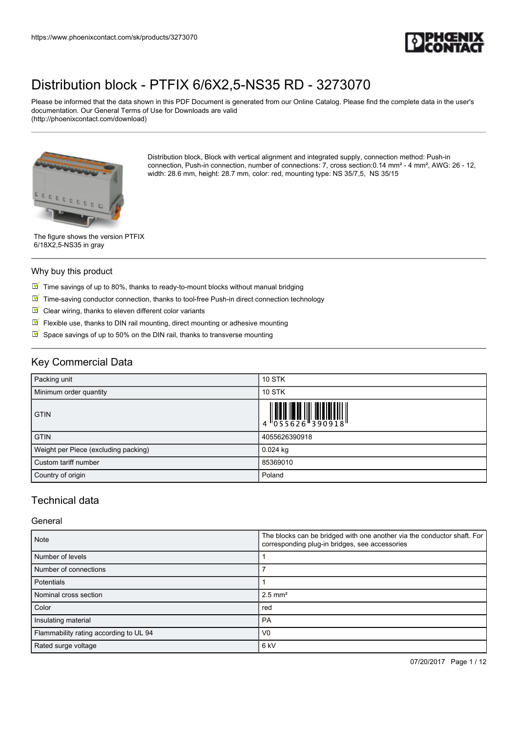# Distribution block - PTFIX 6/6X2,5-NS35 RD - 3273070

Please be informed that the data shown in this PDF Document is generated from our Online Catalog. Please find the complete data in the user's documentation. Our General Terms of Use for Downloads are valid (http://phoenixcontact.com/download)

Distribution block, Block with vertical alignment and integrated supply, connection method: Push-in connection, Push-in connection, number of connections: 7, cross section:0.14 mm² - 4 mm², AWG: 26 - 12, width: 28.6 mm, height: 28.7 mm, color: red, mounting type: NS 35/7,5, NS 35/15

The figure shows the version PTFIX 6/18X2,5-NS35 in gray

## Why buy this product

- Time savings of up to 80%, thanks to ready-to-mount blocks without manual bridging
- Time-saving conductor connection, thanks to tool-free Push-in direct connection technology
- Clear wiring, thanks to eleven different color variants
- Flexible use, thanks to DIN rail mounting, direct mounting or adhesive mounting
- Space savings of up to 50% on the DIN rail, thanks to transverse mounting

## Key Commercial Data

| Packing unit | 10 STK |
|---|---|
| Minimum order quantity | 10 STK |
| GTIN | 4 055626 390918 |
| GTIN | 4055626390918 |
| Weight per Piece (excluding packing) | 0.024 kg |
| Custom tariff number | 85369010 |
| Country of origin | Poland |

## Technical data

### General

| Note | The blocks can be bridged with one another via the conductor shaft. For corresponding plug-in bridges, see accessories |
|---|---|
| Number of levels | 1 |
| Number of connections | 7 |
| Potentials | 1 |
| Nominal cross section | 2.5 mm² |
| Color | red |
| Insulating material | PA |
| Flammability rating according to UL 94 | V0 |
| Rated surge voltage | 6 kV |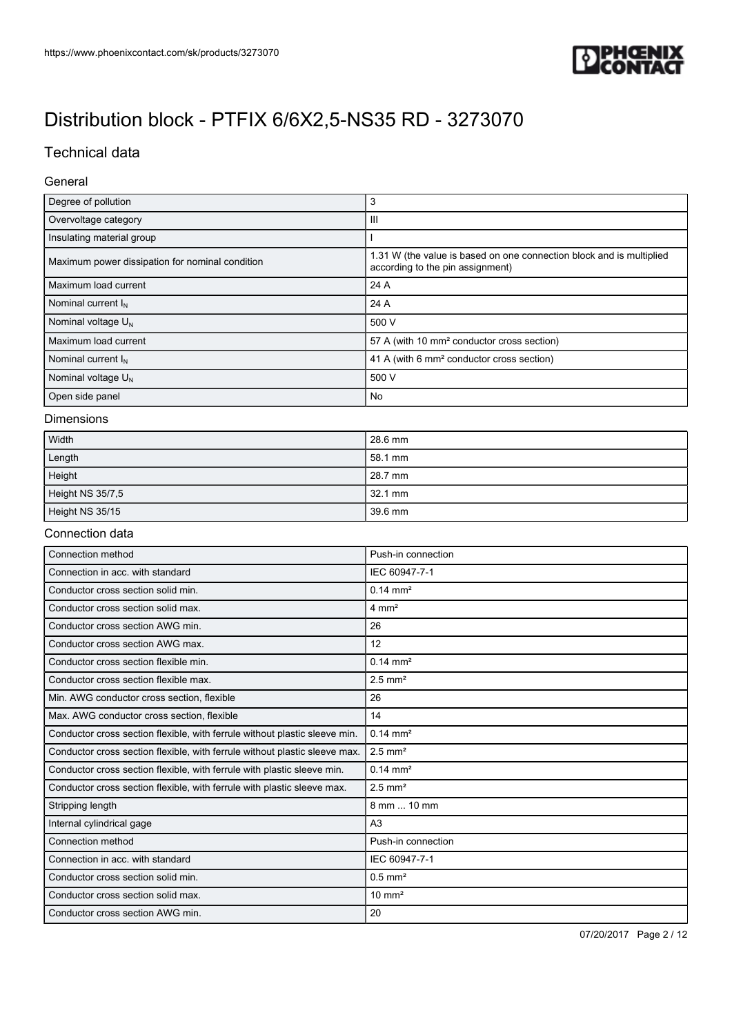# Distribution block - PTFIX 6/6X2,5-NS35 RD - 3273070

## Technical data

### General

| | |
|---|---|
| Degree of pollution | 3 |
| Overvoltage category | III |
| Insulating material group | I |
| Maximum power dissipation for nominal condition | 1.31 W (the value is based on one connection block and is multiplied according to the pin assignment) |
| Maximum load current | 24 A |
| Nominal current $I_N$ | 24 A |
| Nominal voltage $U_N$ | 500 V |
| Maximum load current | 57 A (with 10 mm² conductor cross section) |
| Nominal current $I_N$ | 41 A (with 6 mm² conductor cross section) |
| Nominal voltage $U_N$ | 500 V |
| Open side panel | No |

### Dimensions

| | |
|---|---|
| Width | 28.6 mm |
| Length | 58.1 mm |
| Height | 28.7 mm |
| Height NS 35/7,5 | 32.1 mm |
| Height NS 35/15 | 39.6 mm |

### Connection data

| | |
|---|---|
| Connection method | Push-in connection |
| Connection in acc. with standard | IEC 60947-7-1 |
| Conductor cross section solid min. | 0.14 mm² |
| Conductor cross section solid max. | 4 mm² |
| Conductor cross section AWG min. | 26 |
| Conductor cross section AWG max. | 12 |
| Conductor cross section flexible min. | 0.14 mm² |
| Conductor cross section flexible max. | 2.5 mm² |
| Min. AWG conductor cross section, flexible | 26 |
| Max. AWG conductor cross section, flexible | 14 |
| Conductor cross section flexible, with ferrule without plastic sleeve min. | 0.14 mm² |
| Conductor cross section flexible, with ferrule without plastic sleeve max. | 2.5 mm² |
| Conductor cross section flexible, with ferrule with plastic sleeve min. | 0.14 mm² |
| Conductor cross section flexible, with ferrule with plastic sleeve max. | 2.5 mm² |
| Stripping length | 8 mm ... 10 mm |
| Internal cylindrical gage | A3 |
| Connection method | Push-in connection |
| Connection in acc. with standard | IEC 60947-7-1 |
| Conductor cross section solid min. | 0.5 mm² |
| Conductor cross section solid max. | 10 mm² |
| Conductor cross section AWG min. | 20 |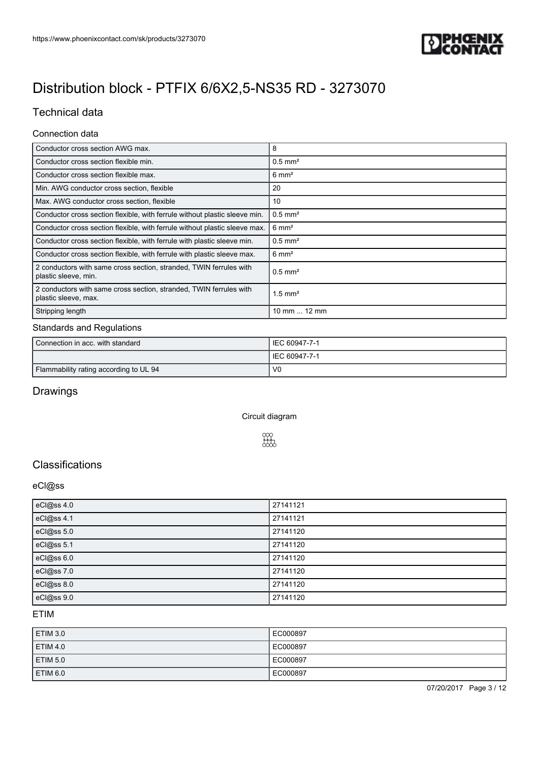# Distribution block - PTFIX 6/6X2,5-NS35 RD - 3273070

## Technical data

### Connection data

| | |
|---|---|
| Conductor cross section AWG max. | 8 |
| Conductor cross section flexible min. | 0.5 mm² |
| Conductor cross section flexible max. | 6 mm² |
| Min. AWG conductor cross section, flexible | 20 |
| Max. AWG conductor cross section, flexible | 10 |
| Conductor cross section flexible, with ferrule without plastic sleeve min. | 0.5 mm² |
| Conductor cross section flexible, with ferrule without plastic sleeve max. | 6 mm² |
| Conductor cross section flexible, with ferrule with plastic sleeve min. | 0.5 mm² |
| Conductor cross section flexible, with ferrule with plastic sleeve max. | 6 mm² |
| 2 conductors with same cross section, stranded, TWIN ferrules with plastic sleeve, min. | 0.5 mm² |
| 2 conductors with same cross section, stranded, TWIN ferrules with plastic sleeve, max. | 1.5 mm² |
| Stripping length | 10 mm ... 12 mm |

### Standards and Regulations

| | |
|---|---|
| Connection in acc. with standard | IEC 60947-7-1 |
| | IEC 60947-7-1 |
| Flammability rating according to UL 94 | V0 |

## Drawings

Circuit diagram

## Classifications

### eCl@ss

| | |
|---|---|
| eCl@ss 4.0 | 27141121 |
| eCl@ss 4.1 | 27141121 |
| eCl@ss 5.0 | 27141120 |
| eCl@ss 5.1 | 27141120 |
| eCl@ss 6.0 | 27141120 |
| eCl@ss 7.0 | 27141120 |
| eCl@ss 8.0 | 27141120 |
| eCl@ss 9.0 | 27141120 |

### ETIM

| | |
|---|---|
| ETIM 3.0 | EC000897 |
| ETIM 4.0 | EC000897 |
| ETIM 5.0 | EC000897 |
| ETIM 6.0 | EC000897 |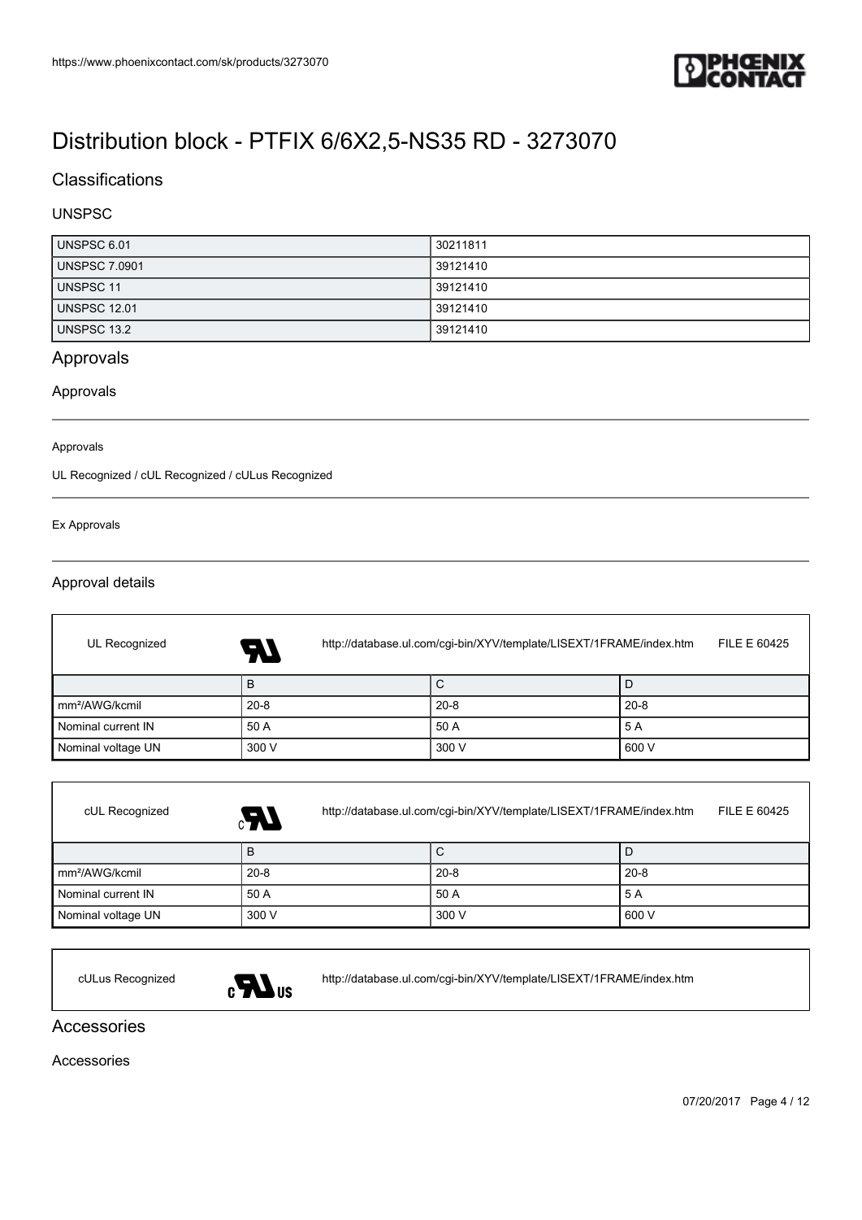# Distribution block - PTFIX 6/6X2,5-NS35 RD - 3273070

## Classifications

### UNSPSC

| | |
|---|---|
| UNSPSC 6.01 | 30211811 |
| UNSPSC 7.0901 | 39121410 |
| UNSPSC 11 | 39121410 |
| UNSPSC 12.01 | 39121410 |
| UNSPSC 13.2 | 39121410 |

## Approvals

### Approvals

Approvals

UL Recognized / cUL Recognized / cULus Recognized

Ex Approvals

### Approval details

UL Recognized http://database.ul.com/cgi-bin/XYV/template/LISEXT/1FRAME/index.htm FILE E 60425

| | B | C | D |
|---|---|---|---|
| mm²/AWG/kcmil | 20-8 | 20-8 | 20-8 |
| Nominal current IN | 50 A | 50 A | 5 A |
| Nominal voltage UN | 300 V | 300 V | 600 V |

cUL Recognized http://database.ul.com/cgi-bin/XYV/template/LISEXT/1FRAME/index.htm FILE E 60425

| | B | C | D |
|---|---|---|---|
| mm²/AWG/kcmil | 20-8 | 20-8 | 20-8 |
| Nominal current IN | 50 A | 50 A | 5 A |
| Nominal voltage UN | 300 V | 300 V | 600 V |

cULus Recognized http://database.ul.com/cgi-bin/XYV/template/LISEXT/1FRAME/index.htm

## Accessories

### Accessories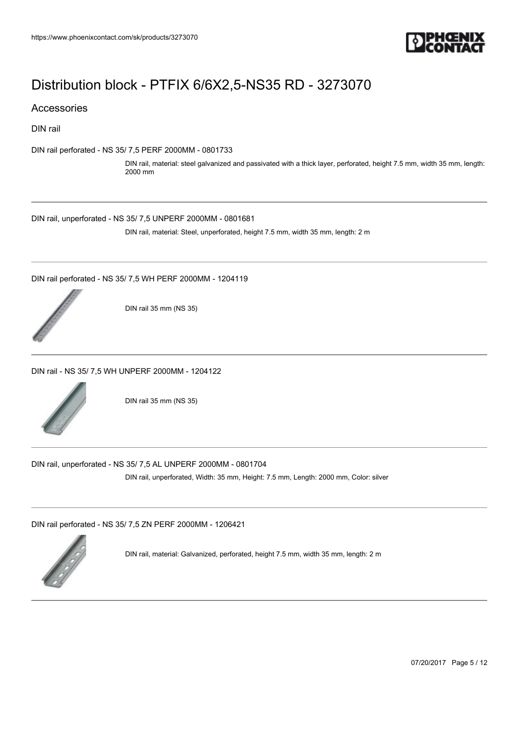# Distribution block - PTFIX 6/6X2,5-NS35 RD - 3273070

## Accessories

### DIN rail

DIN rail perforated - NS 35/ 7,5 PERF 2000MM - 0801733

DIN rail, material: steel galvanized and passivated with a thick layer, perforated, height 7.5 mm, width 35 mm, length: 2000 mm

---

DIN rail, unperforated - NS 35/ 7,5 UNPERF 2000MM - 0801681

DIN rail, material: Steel, unperforated, height 7.5 mm, width 35 mm, length: 2 m

---

DIN rail perforated - NS 35/ 7,5 WH PERF 2000MM - 1204119

DIN rail 35 mm (NS 35)

---

DIN rail - NS 35/ 7,5 WH UNPERF 2000MM - 1204122

DIN rail 35 mm (NS 35)

---

DIN rail, unperforated - NS 35/ 7,5 AL UNPERF 2000MM - 0801704

DIN rail, unperforated, Width: 35 mm, Height: 7.5 mm, Length: 2000 mm, Color: silver

---

DIN rail perforated - NS 35/ 7,5 ZN PERF 2000MM - 1206421

DIN rail, material: Galvanized, perforated, height 7.5 mm, width 35 mm, length: 2 m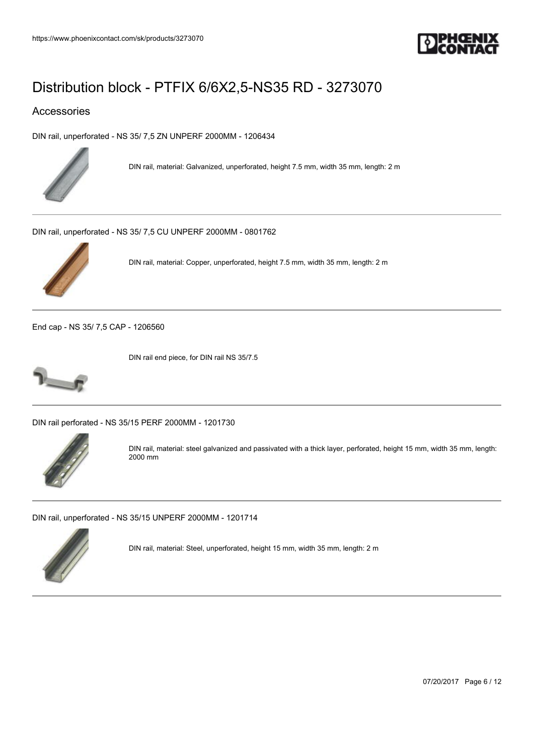# Distribution block - PTFIX 6/6X2,5-NS35 RD - 3273070

## Accessories

DIN rail, unperforated - NS 35/ 7,5 ZN UNPERF 2000MM - 1206434

DIN rail, material: Galvanized, unperforated, height 7.5 mm, width 35 mm, length: 2 m

---

DIN rail, unperforated - NS 35/ 7,5 CU UNPERF 2000MM - 0801762

DIN rail, material: Copper, unperforated, height 7.5 mm, width 35 mm, length: 2 m

---

End cap - NS 35/ 7,5 CAP - 1206560

DIN rail end piece, for DIN rail NS 35/7.5

---

DIN rail perforated - NS 35/15 PERF 2000MM - 1201730

DIN rail, material: steel galvanized and passivated with a thick layer, perforated, height 15 mm, width 35 mm, length: 2000 mm

---

DIN rail, unperforated - NS 35/15 UNPERF 2000MM - 1201714

DIN rail, material: Steel, unperforated, height 15 mm, width 35 mm, length: 2 m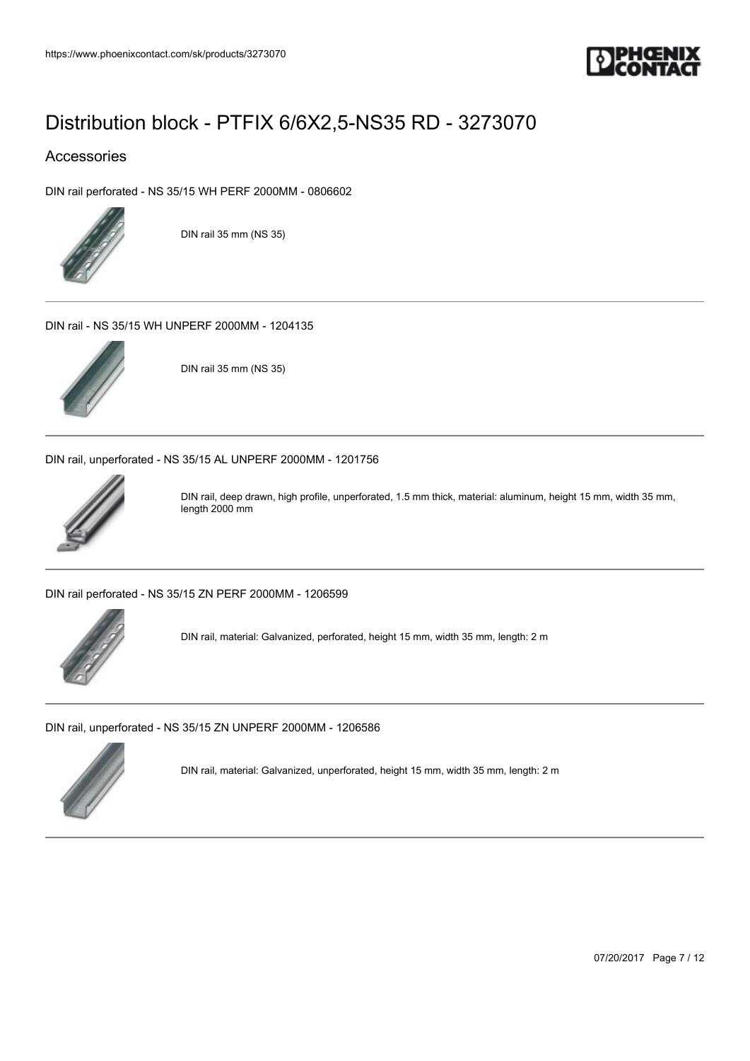# Distribution block - PTFIX 6/6X2,5-NS35 RD - 3273070

## Accessories

DIN rail perforated - NS 35/15 WH PERF 2000MM - 0806602

DIN rail 35 mm (NS 35)

---

DIN rail - NS 35/15 WH UNPERF 2000MM - 1204135

DIN rail 35 mm (NS 35)

---

DIN rail, unperforated - NS 35/15 AL UNPERF 2000MM - 1201756

DIN rail, deep drawn, high profile, unperforated, 1.5 mm thick, material: aluminum, height 15 mm, width 35 mm, length 2000 mm

---

DIN rail perforated - NS 35/15 ZN PERF 2000MM - 1206599

DIN rail, material: Galvanized, perforated, height 15 mm, width 35 mm, length: 2 m

---

DIN rail, unperforated - NS 35/15 ZN UNPERF 2000MM - 1206586

DIN rail, material: Galvanized, unperforated, height 15 mm, width 35 mm, length: 2 m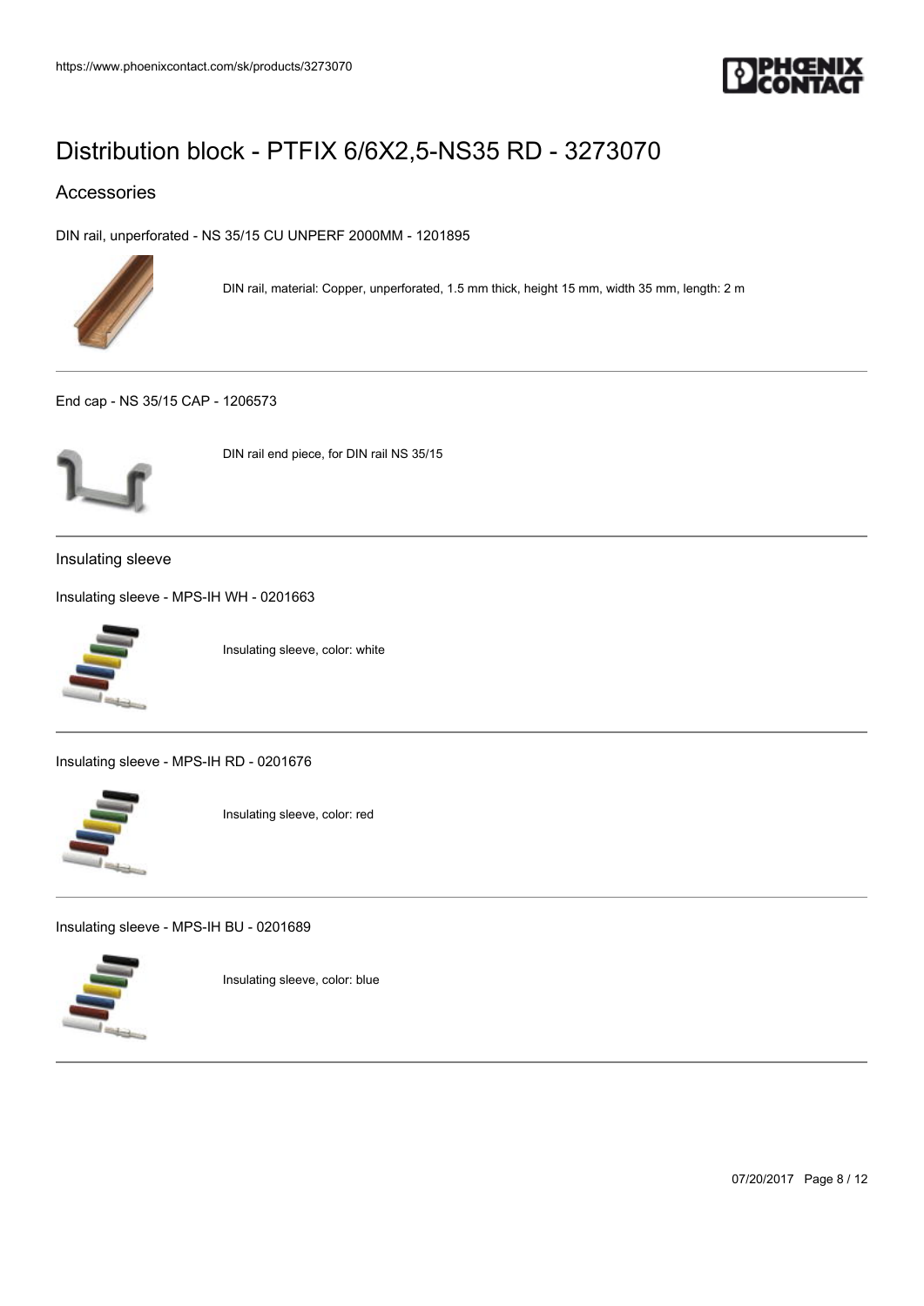# Distribution block - PTFIX 6/6X2,5-NS35 RD - 3273070

## Accessories

DIN rail, unperforated - NS 35/15 CU UNPERF 2000MM - 1201895

DIN rail, material: Copper, unperforated, 1.5 mm thick, height 15 mm, width 35 mm, length: 2 m

End cap - NS 35/15 CAP - 1206573

DIN rail end piece, for DIN rail NS 35/15

### Insulating sleeve

Insulating sleeve - MPS-IH WH - 0201663

Insulating sleeve, color: white

Insulating sleeve - MPS-IH RD - 0201676

Insulating sleeve, color: red

Insulating sleeve - MPS-IH BU - 0201689

Insulating sleeve, color: blue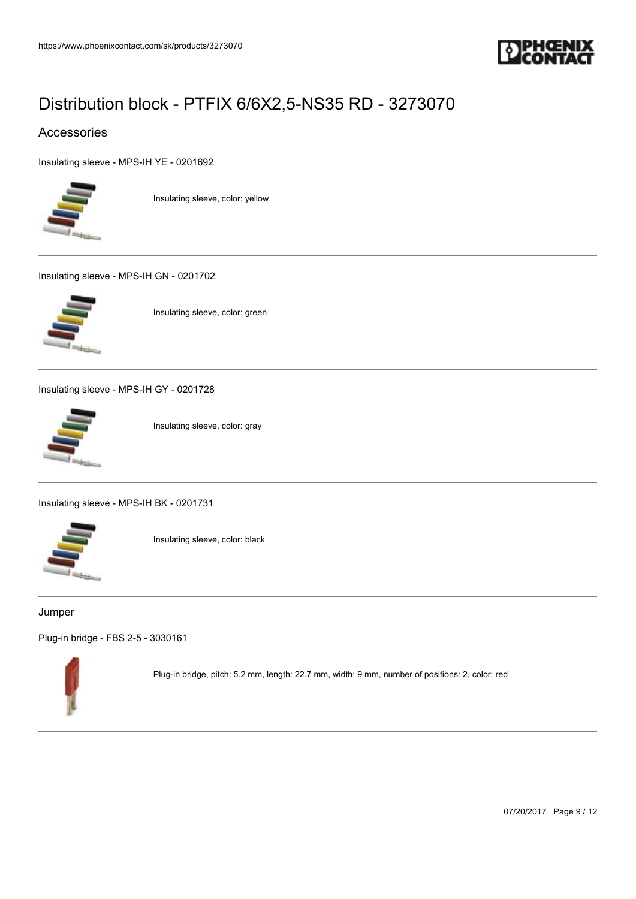# Distribution block - PTFIX 6/6X2,5-NS35 RD - 3273070

## Accessories

Insulating sleeve - MPS-IH YE - 0201692

Insulating sleeve, color: yellow

---

Insulating sleeve - MPS-IH GN - 0201702

Insulating sleeve, color: green

---

Insulating sleeve - MPS-IH GY - 0201728

Insulating sleeve, color: gray

---

Insulating sleeve - MPS-IH BK - 0201731

Insulating sleeve, color: black

---

Jumper

Plug-in bridge - FBS 2-5 - 3030161

Plug-in bridge, pitch: 5.2 mm, length: 22.7 mm, width: 9 mm, number of positions: 2, color: red

---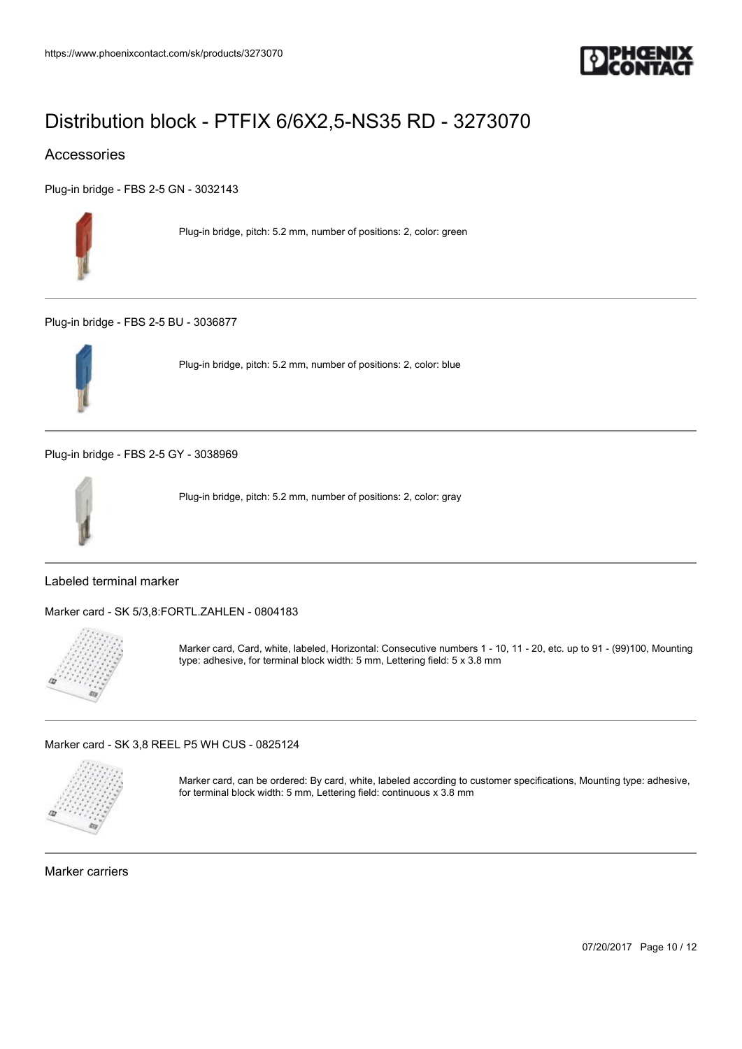# Distribution block - PTFIX 6/6X2,5-NS35 RD - 3273070

## Accessories

Plug-in bridge - FBS 2-5 GN - 3032143

Plug-in bridge, pitch: 5.2 mm, number of positions: 2, color: green

---

Plug-in bridge - FBS 2-5 BU - 3036877

Plug-in bridge, pitch: 5.2 mm, number of positions: 2, color: blue

---

Plug-in bridge - FBS 2-5 GY - 3038969

Plug-in bridge, pitch: 5.2 mm, number of positions: 2, color: gray

---

### Labeled terminal marker

Marker card - SK 5/3,8:FORTL.ZAHLEN - 0804183

Marker card, Card, white, labeled, Horizontal: Consecutive numbers 1 - 10, 11 - 20, etc. up to 91 - (99)100, Mounting type: adhesive, for terminal block width: 5 mm, Lettering field: 5 x 3.8 mm

---

Marker card - SK 3,8 REEL P5 WH CUS - 0825124

Marker card, can be ordered: By card, white, labeled according to customer specifications, Mounting type: adhesive, for terminal block width: 5 mm, Lettering field: continuous x 3.8 mm

---

### Marker carriers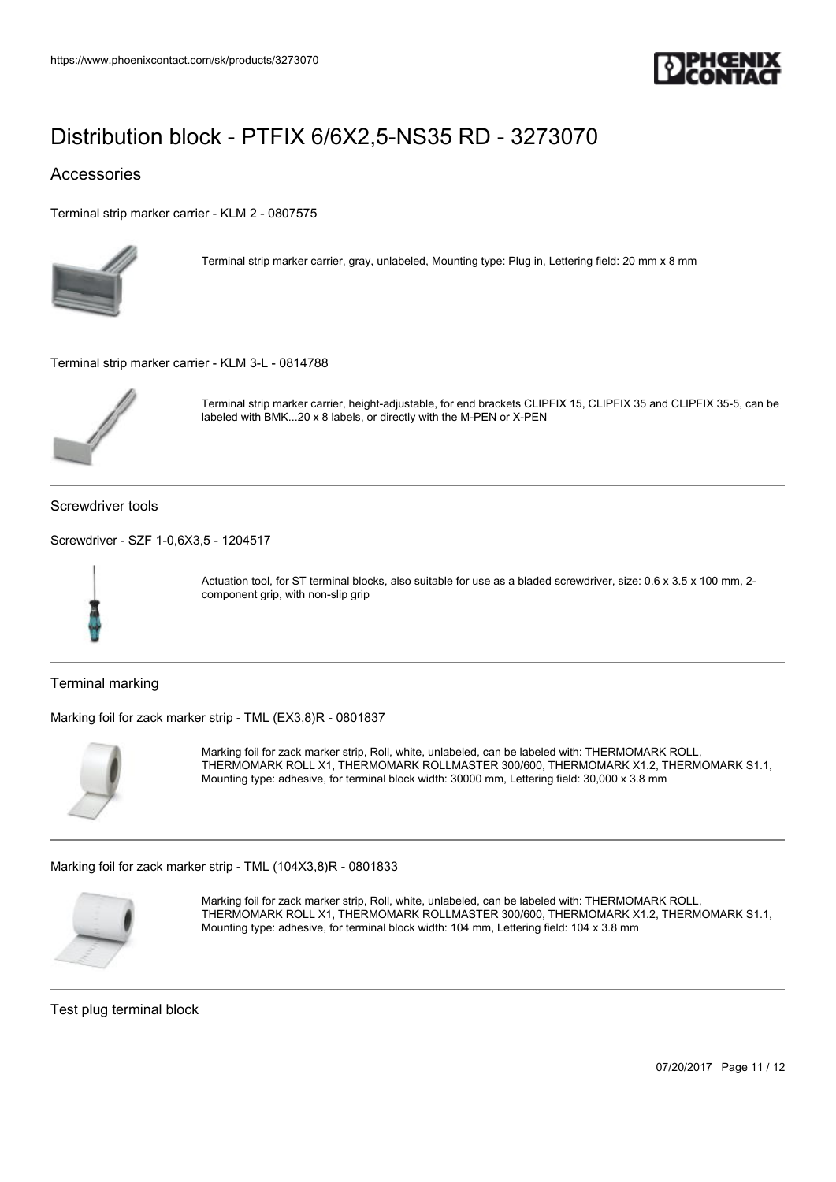# Distribution block - PTFIX 6/6X2,5-NS35 RD - 3273070

## Accessories

Terminal strip marker carrier - KLM 2 - 0807575

Terminal strip marker carrier, gray, unlabeled, Mounting type: Plug in, Lettering field: 20 mm x 8 mm

Terminal strip marker carrier - KLM 3-L - 0814788

Terminal strip marker carrier, height-adjustable, for end brackets CLIPFIX 15, CLIPFIX 35 and CLIPFIX 35-5, can be labeled with BMK...20 x 8 labels, or directly with the M-PEN or X-PEN

### Screwdriver tools

Screwdriver - SZF 1-0,6X3,5 - 1204517

Actuation tool, for ST terminal blocks, also suitable for use as a bladed screwdriver, size: 0.6 x 3.5 x 100 mm, 2-component grip, with non-slip grip

### Terminal marking

Marking foil for zack marker strip - TML (EX3,8)R - 0801837

Marking foil for zack marker strip, Roll, white, unlabeled, can be labeled with: THERMOMARK ROLL, THERMOMARK ROLL X1, THERMOMARK ROLLMASTER 300/600, THERMOMARK X1.2, THERMOMARK S1.1, Mounting type: adhesive, for terminal block width: 30000 mm, Lettering field: 30,000 x 3.8 mm

Marking foil for zack marker strip - TML (104X3,8)R - 0801833

Marking foil for zack marker strip, Roll, white, unlabeled, can be labeled with: THERMOMARK ROLL, THERMOMARK ROLL X1, THERMOMARK ROLLMASTER 300/600, THERMOMARK X1.2, THERMOMARK S1.1, Mounting type: adhesive, for terminal block width: 104 mm, Lettering field: 104 x 3.8 mm

### Test plug terminal block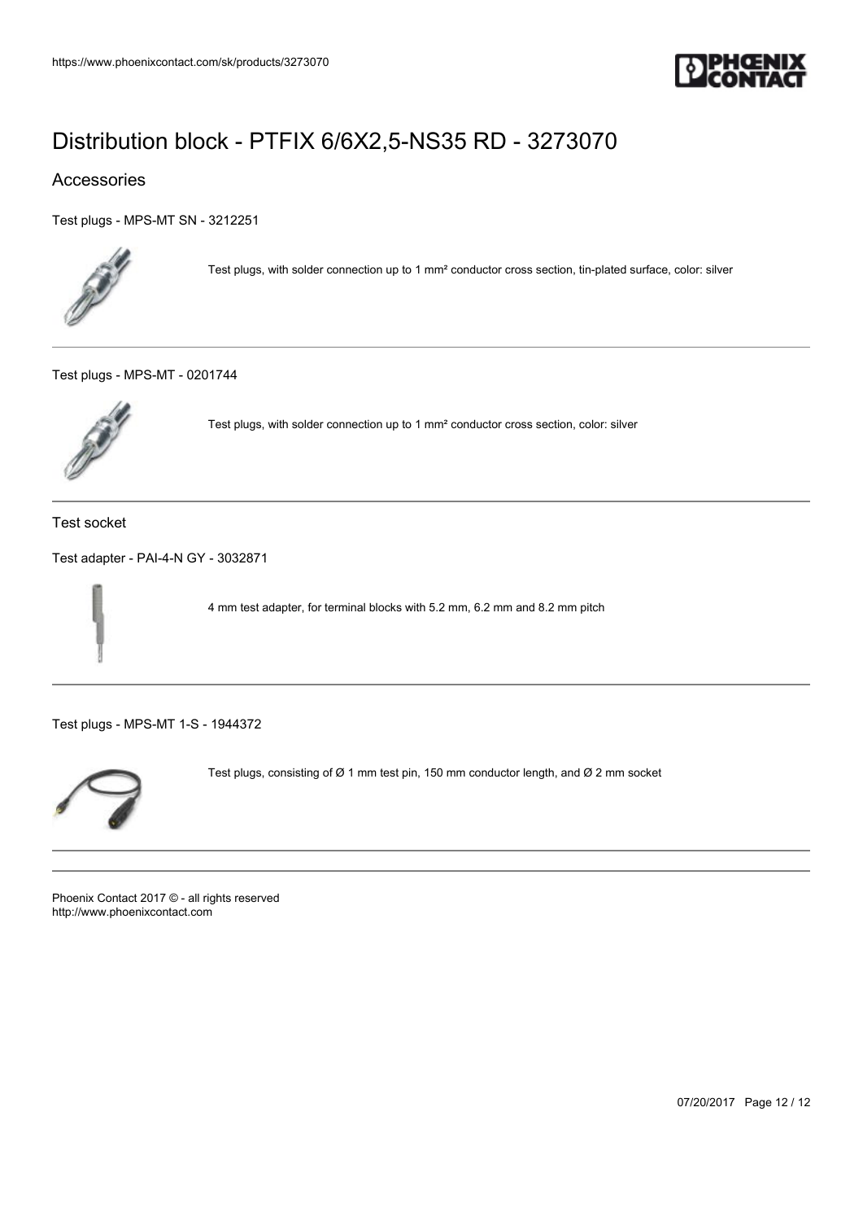# Distribution block - PTFIX 6/6X2,5-NS35 RD - 3273070

## Accessories

Test plugs - MPS-MT SN - 3212251

Test plugs, with solder connection up to 1 mm² conductor cross section, tin-plated surface, color: silver

Test plugs - MPS-MT - 0201744

Test plugs, with solder connection up to 1 mm² conductor cross section, color: silver

### Test socket

Test adapter - PAI-4-N GY - 3032871

4 mm test adapter, for terminal blocks with 5.2 mm, 6.2 mm and 8.2 mm pitch

Test plugs - MPS-MT 1-S - 1944372

Test plugs, consisting of Ø 1 mm test pin, 150 mm conductor length, and Ø 2 mm socket

Phoenix Contact 2017 © - all rights reserved
http://www.phoenixcontact.com